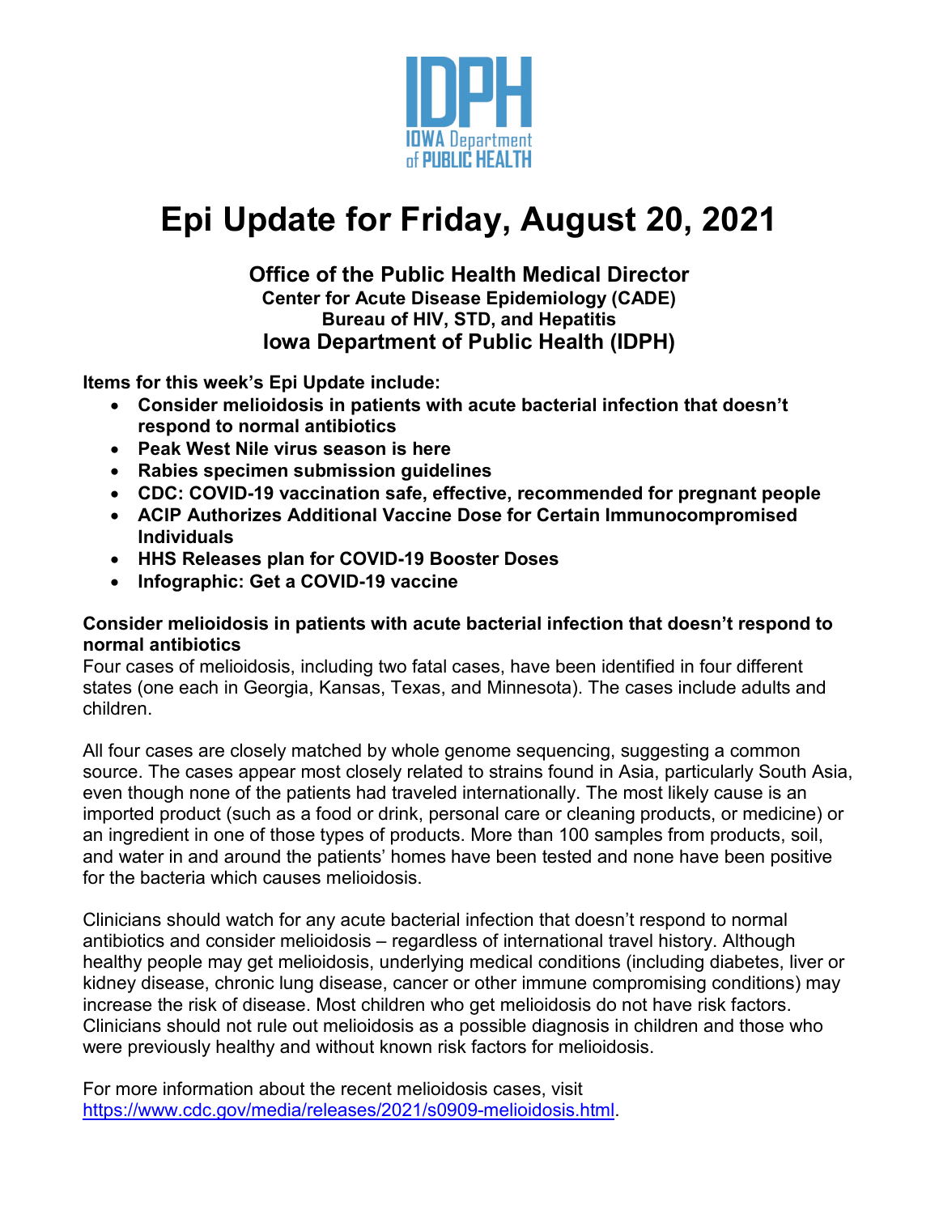# Epi Update for Friday, August 20, 2021

**Office of the Public Health Medical Director**
**Center for Acute Disease Epidemiology (CADE)**
**Bureau of HIV, STD, and Hepatitis**
**Iowa Department of Public Health (IDPH)**

**Items for this week's Epi Update include:**

- **Consider melioidosis in patients with acute bacterial infection that doesn't respond to normal antibiotics**
- **Peak West Nile virus season is here**
- **Rabies specimen submission guidelines**
- **CDC: COVID-19 vaccination safe, effective, recommended for pregnant people**
- **ACIP Authorizes Additional Vaccine Dose for Certain Immunocompromised Individuals**
- **HHS Releases plan for COVID-19 Booster Doses**
- **Infographic: Get a COVID-19 vaccine**

### Consider melioidosis in patients with acute bacterial infection that doesn't respond to normal antibiotics

Four cases of melioidosis, including two fatal cases, have been identified in four different states (one each in Georgia, Kansas, Texas, and Minnesota). The cases include adults and children.

All four cases are closely matched by whole genome sequencing, suggesting a common source. The cases appear most closely related to strains found in Asia, particularly South Asia, even though none of the patients had traveled internationally. The most likely cause is an imported product (such as a food or drink, personal care or cleaning products, or medicine) or an ingredient in one of those types of products. More than 100 samples from products, soil, and water in and around the patients' homes have been tested and none have been positive for the bacteria which causes melioidosis.

Clinicians should watch for any acute bacterial infection that doesn't respond to normal antibiotics and consider melioidosis – regardless of international travel history. Although healthy people may get melioidosis, underlying medical conditions (including diabetes, liver or kidney disease, chronic lung disease, cancer or other immune compromising conditions) may increase the risk of disease. Most children who get melioidosis do not have risk factors. Clinicians should not rule out melioidosis as a possible diagnosis in children and those who were previously healthy and without known risk factors for melioidosis.

For more information about the recent melioidosis cases, visit https://www.cdc.gov/media/releases/2021/s0909-melioidosis.html.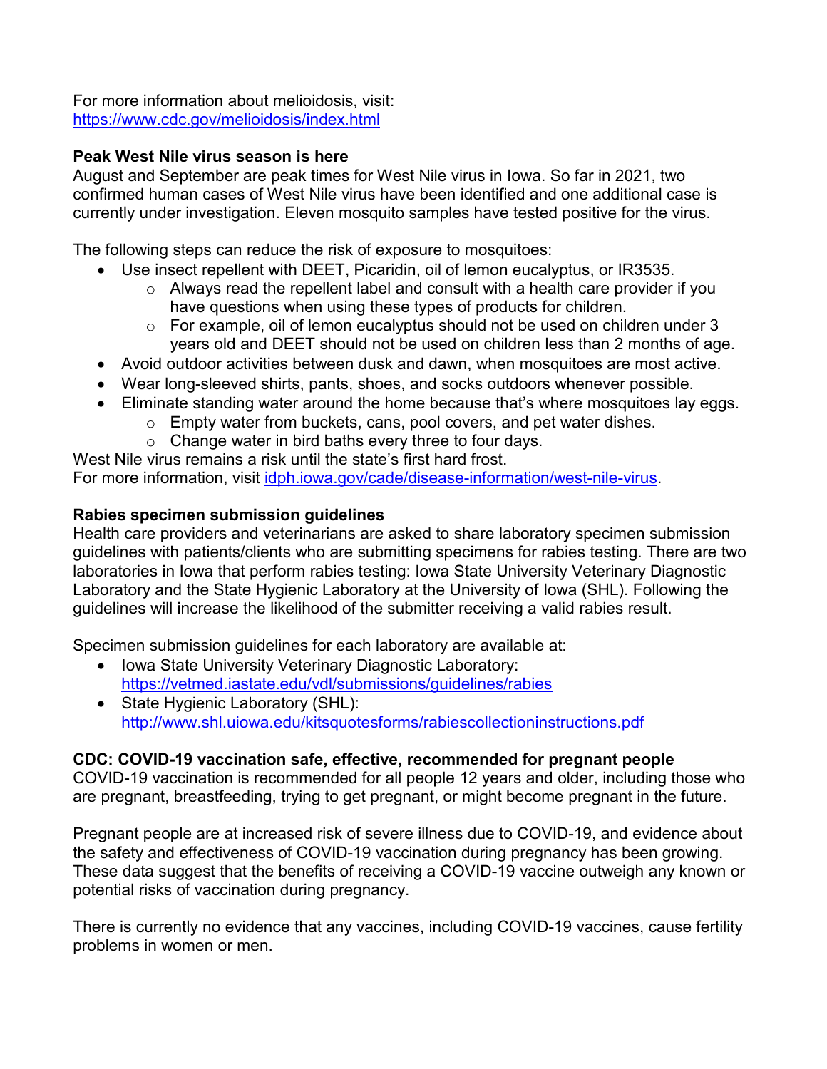For more information about melioidosis, visit:
[https://www.cdc.gov/melioidosis/index.html](https://www.cdc.gov/melioidosis/index.html)

**Peak West Nile virus season is here**

August and September are peak times for West Nile virus in Iowa. So far in 2021, two confirmed human cases of West Nile virus have been identified and one additional case is currently under investigation. Eleven mosquito samples have tested positive for the virus.

The following steps can reduce the risk of exposure to mosquitoes:

- Use insect repellent with DEET, Picaridin, oil of lemon eucalyptus, or IR3535.
  - Always read the repellent label and consult with a health care provider if you have questions when using these types of products for children.
  - For example, oil of lemon eucalyptus should not be used on children under 3 years old and DEET should not be used on children less than 2 months of age.
- Avoid outdoor activities between dusk and dawn, when mosquitoes are most active.
- Wear long-sleeved shirts, pants, shoes, and socks outdoors whenever possible.
- Eliminate standing water around the home because that's where mosquitoes lay eggs.
  - Empty water from buckets, cans, pool covers, and pet water dishes.
  - Change water in bird baths every three to four days.

West Nile virus remains a risk until the state's first hard frost.
For more information, visit [idph.iowa.gov/cade/disease-information/west-nile-virus](idph.iowa.gov/cade/disease-information/west-nile-virus).

**Rabies specimen submission guidelines**

Health care providers and veterinarians are asked to share laboratory specimen submission guidelines with patients/clients who are submitting specimens for rabies testing. There are two laboratories in Iowa that perform rabies testing: Iowa State University Veterinary Diagnostic Laboratory and the State Hygienic Laboratory at the University of Iowa (SHL). Following the guidelines will increase the likelihood of the submitter receiving a valid rabies result.

Specimen submission guidelines for each laboratory are available at:

- Iowa State University Veterinary Diagnostic Laboratory: [https://vetmed.iastate.edu/vdl/submissions/guidelines/rabies](https://vetmed.iastate.edu/vdl/submissions/guidelines/rabies)
- State Hygienic Laboratory (SHL): [http://www.shl.uiowa.edu/kitsquotesforms/rabiescollectioninstructions.pdf](http://www.shl.uiowa.edu/kitsquotesforms/rabiescollectioninstructions.pdf)

**CDC: COVID-19 vaccination safe, effective, recommended for pregnant people**

COVID-19 vaccination is recommended for all people 12 years and older, including those who are pregnant, breastfeeding, trying to get pregnant, or might become pregnant in the future.

Pregnant people are at increased risk of severe illness due to COVID-19, and evidence about the safety and effectiveness of COVID-19 vaccination during pregnancy has been growing. These data suggest that the benefits of receiving a COVID-19 vaccine outweigh any known or potential risks of vaccination during pregnancy.

There is currently no evidence that any vaccines, including COVID-19 vaccines, cause fertility problems in women or men.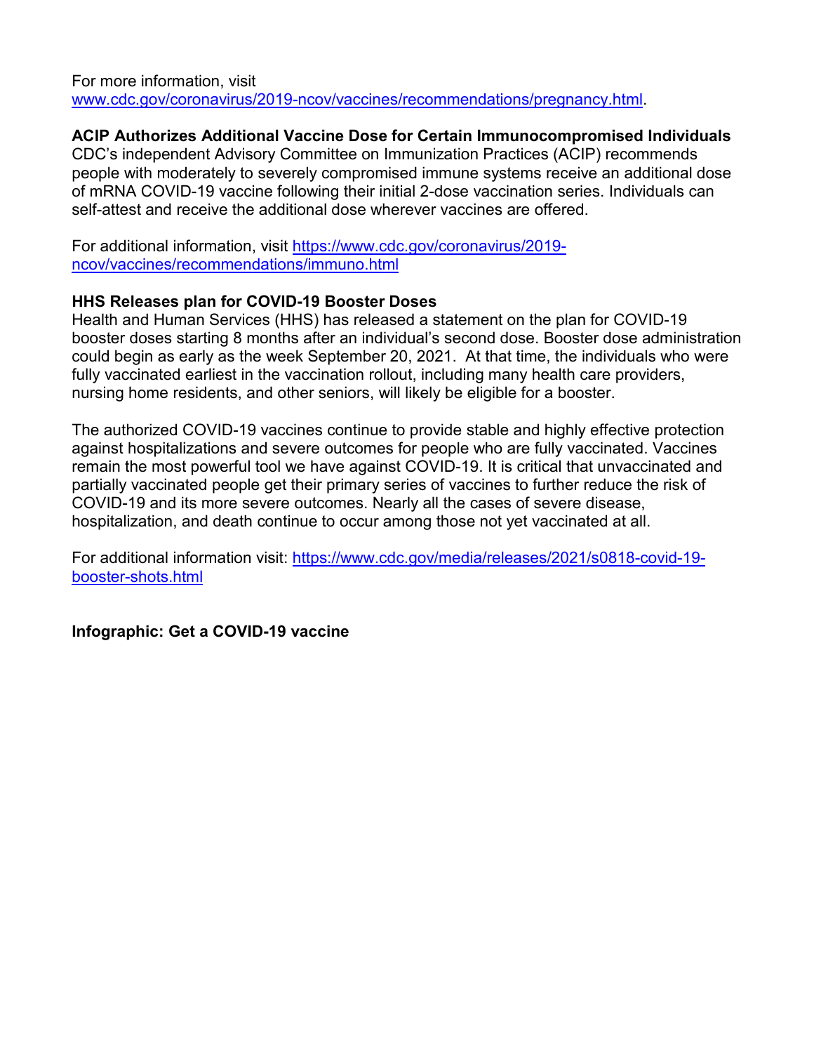For more information, visit [www.cdc.gov/coronavirus/2019-ncov/vaccines/recommendations/pregnancy.html](www.cdc.gov/coronavirus/2019-ncov/vaccines/recommendations/pregnancy.html).

**ACIP Authorizes Additional Vaccine Dose for Certain Immunocompromised Individuals**

CDC's independent Advisory Committee on Immunization Practices (ACIP) recommends people with moderately to severely compromised immune systems receive an additional dose of mRNA COVID-19 vaccine following their initial 2-dose vaccination series. Individuals can self-attest and receive the additional dose wherever vaccines are offered.

For additional information, visit [https://www.cdc.gov/coronavirus/2019-ncov/vaccines/recommendations/immuno.html](https://www.cdc.gov/coronavirus/2019-ncov/vaccines/recommendations/immuno.html)

**HHS Releases plan for COVID-19 Booster Doses**

Health and Human Services (HHS) has released a statement on the plan for COVID-19 booster doses starting 8 months after an individual's second dose. Booster dose administration could begin as early as the week September 20, 2021. At that time, the individuals who were fully vaccinated earliest in the vaccination rollout, including many health care providers, nursing home residents, and other seniors, will likely be eligible for a booster.

The authorized COVID-19 vaccines continue to provide stable and highly effective protection against hospitalizations and severe outcomes for people who are fully vaccinated. Vaccines remain the most powerful tool we have against COVID-19. It is critical that unvaccinated and partially vaccinated people get their primary series of vaccines to further reduce the risk of COVID-19 and its more severe outcomes. Nearly all the cases of severe disease, hospitalization, and death continue to occur among those not yet vaccinated at all.

For additional information visit: [https://www.cdc.gov/media/releases/2021/s0818-covid-19-booster-shots.html](https://www.cdc.gov/media/releases/2021/s0818-covid-19-booster-shots.html)

**Infographic: Get a COVID-19 vaccine**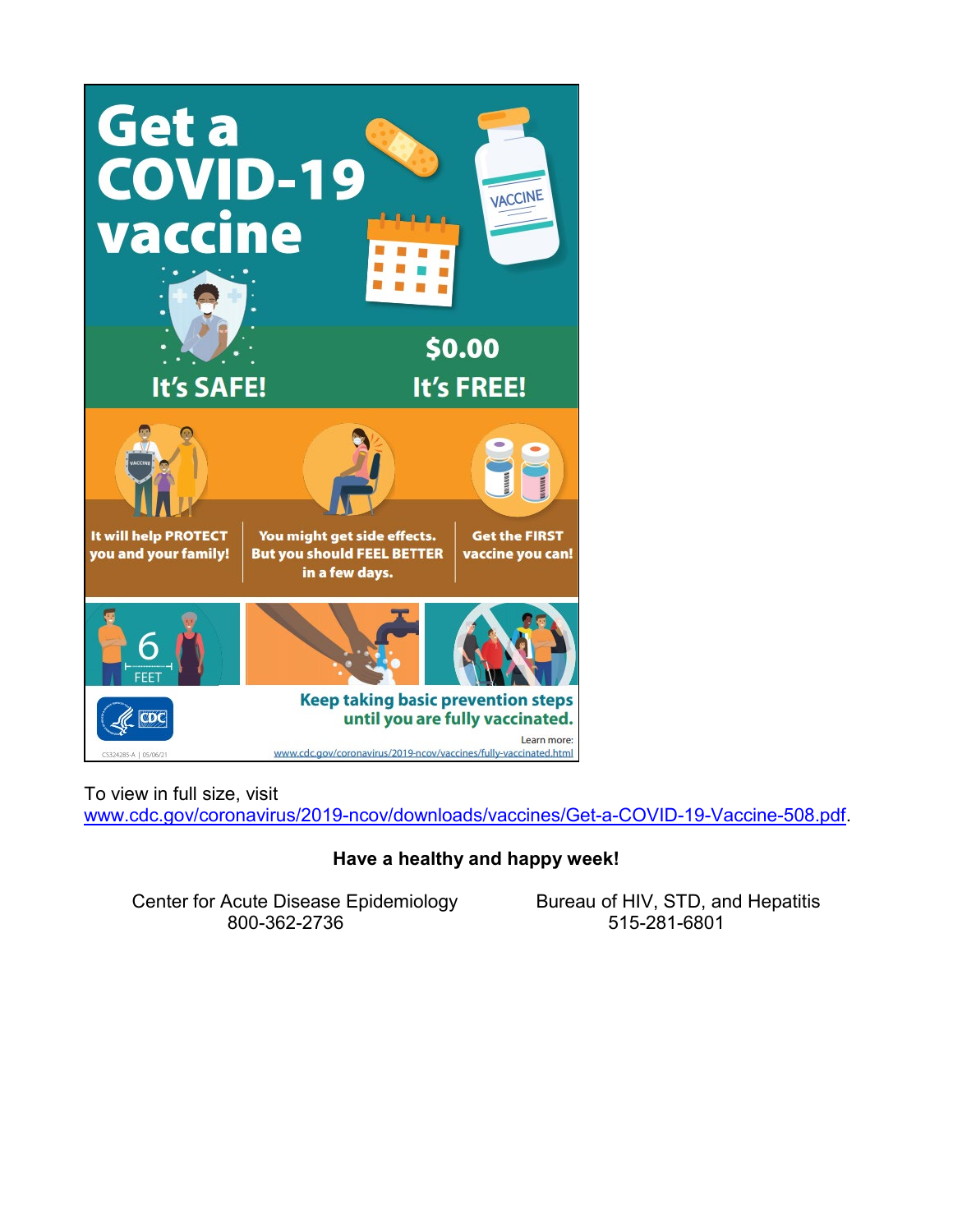# Get a COVID-19 vaccine

VACCINE

**It's SAFE!**

**$0.00**

**It's FREE!**

**It will help PROTECT you and your family!**

**You might get side effects. But you should FEEL BETTER in a few days.**

**Get the FIRST vaccine you can!**

6 FEET

**Keep taking basic prevention steps until you are fully vaccinated.**

Learn more: www.cdc.gov/coronavirus/2019-ncov/vaccines/fully-vaccinated.html

CDC

CS324285-A | 05/06/21

To view in full size, visit www.cdc.gov/coronavirus/2019-ncov/downloads/vaccines/Get-a-COVID-19-Vaccine-508.pdf.

**Have a healthy and happy week!**

Center for Acute Disease Epidemiology
800-362-2736

Bureau of HIV, STD, and Hepatitis
515-281-6801